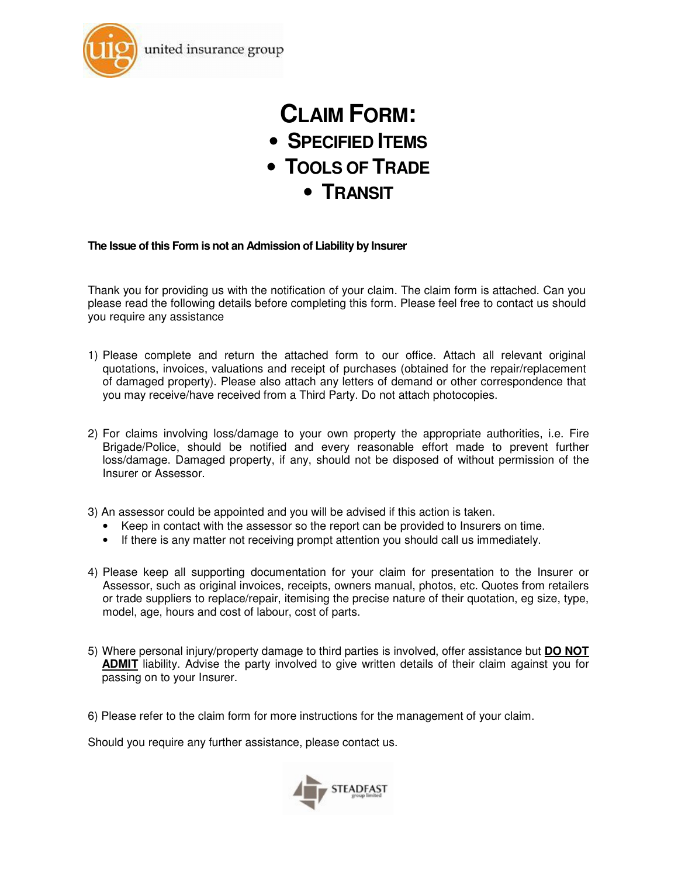united insurance group

# CLAIM FORM:

- **SPECIFIED ITEMS**
- **TOOLS OF TRADE**
- **TRANSIT**

**The Issue of this Form is not an Admission of Liability by Insurer**

Thank you for providing us with the notification of your claim. The claim form is attached. Can you please read the following details before completing this form. Please feel free to contact us should you require any assistance

1) Please complete and return the attached form to our office. Attach all relevant original quotations, invoices, valuations and receipt of purchases (obtained for the repair/replacement of damaged property). Please also attach any letters of demand or other correspondence that you may receive/have received from a Third Party. Do not attach photocopies.

2) For claims involving loss/damage to your own property the appropriate authorities, i.e. Fire Brigade/Police, should be notified and every reasonable effort made to prevent further loss/damage. Damaged property, if any, should not be disposed of without permission of the Insurer or Assessor.

3) An assessor could be appointed and you will be advised if this action is taken.
   - Keep in contact with the assessor so the report can be provided to Insurers on time.
   - If there is any matter not receiving prompt attention you should call us immediately.

4) Please keep all supporting documentation for your claim for presentation to the Insurer or Assessor, such as original invoices, receipts, owners manual, photos, etc. Quotes from retailers or trade suppliers to replace/repair, itemising the precise nature of their quotation, eg size, type, model, age, hours and cost of labour, cost of parts.

5) Where personal injury/property damage to third parties is involved, offer assistance but **DO NOT ADMIT** liability. Advise the party involved to give written details of their claim against you for passing on to your Insurer.

6) Please refer to the claim form for more instructions for the management of your claim.

Should you require any further assistance, please contact us.

STEADFAST group limited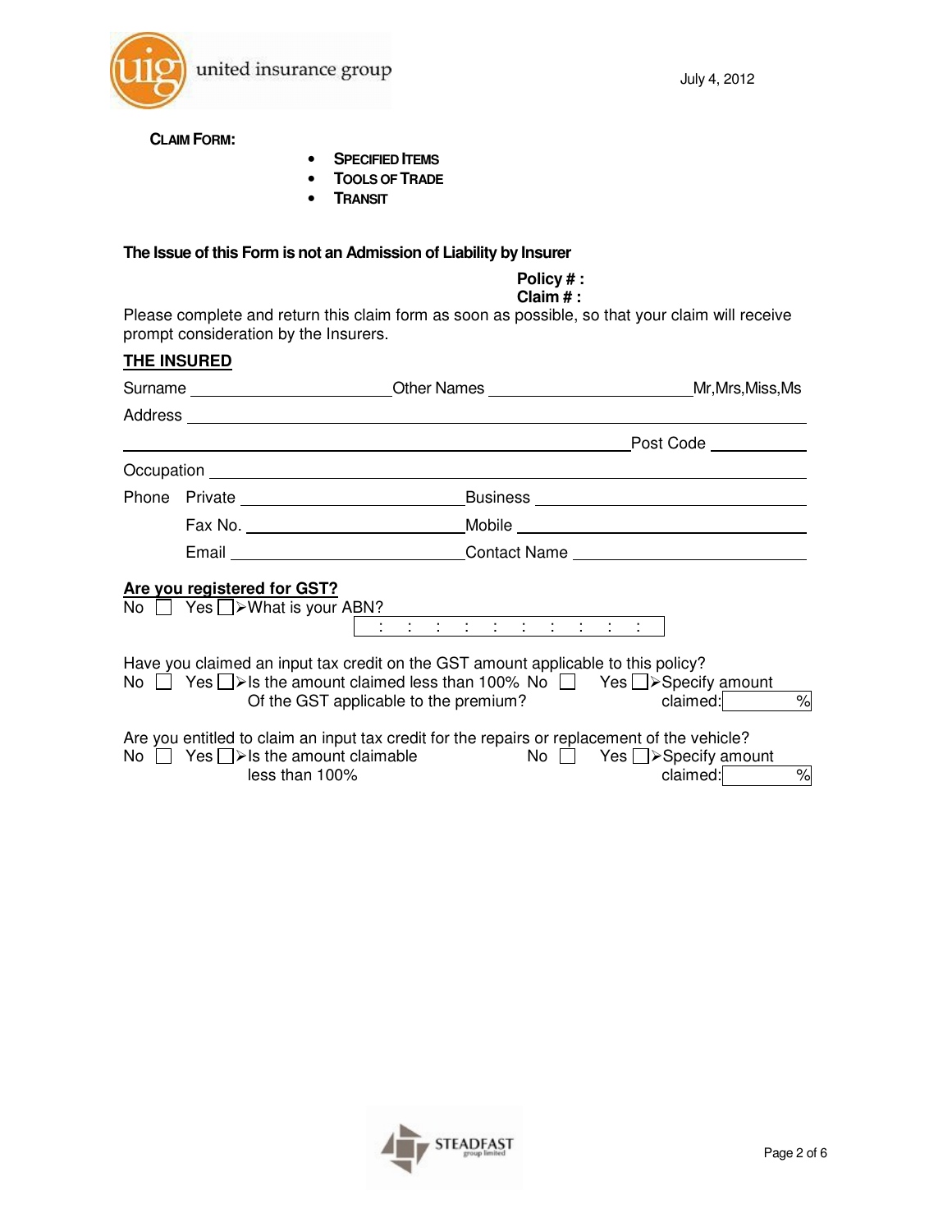united insurance group

July 4, 2012

**CLAIM FORM:**

- **SPECIFIED ITEMS**
- **TOOLS OF TRADE**
- **TRANSIT**

**The Issue of this Form is not an Admission of Liability by Insurer**

**Policy # :**
**Claim # :**

Please complete and return this claim form as soon as possible, so that your claim will receive prompt consideration by the Insurers.

## THE INSURED

Surname ______________________ Other Names ______________________ Mr,Mrs,Miss,Ms

Address ____________________________________________________________

____________________________________________________________ Post Code __________

Occupation ____________________________________________________________

Phone Private ______________________ Business ______________________

Fax No. ______________________ Mobile ______________________

Email ______________________ Contact Name ______________________

**Are you registered for GST?**

No ☐ Yes ☐ ➢What is your ABN?

[ : : : : : : : : : ]

Have you claimed an input tax credit on the GST amount applicable to this policy?

No ☐ Yes ☐ ➢Is the amount claimed less than 100% Of the GST applicable to the premium? No ☐ Yes ☐ ➢Specify amount claimed: [ % ]

Are you entitled to claim an input tax credit for the repairs or replacement of the vehicle?

No ☐ Yes ☐ ➢Is the amount claimable less than 100% No ☐ Yes ☐ ➢Specify amount claimed: [ % ]

STEADFAST group limited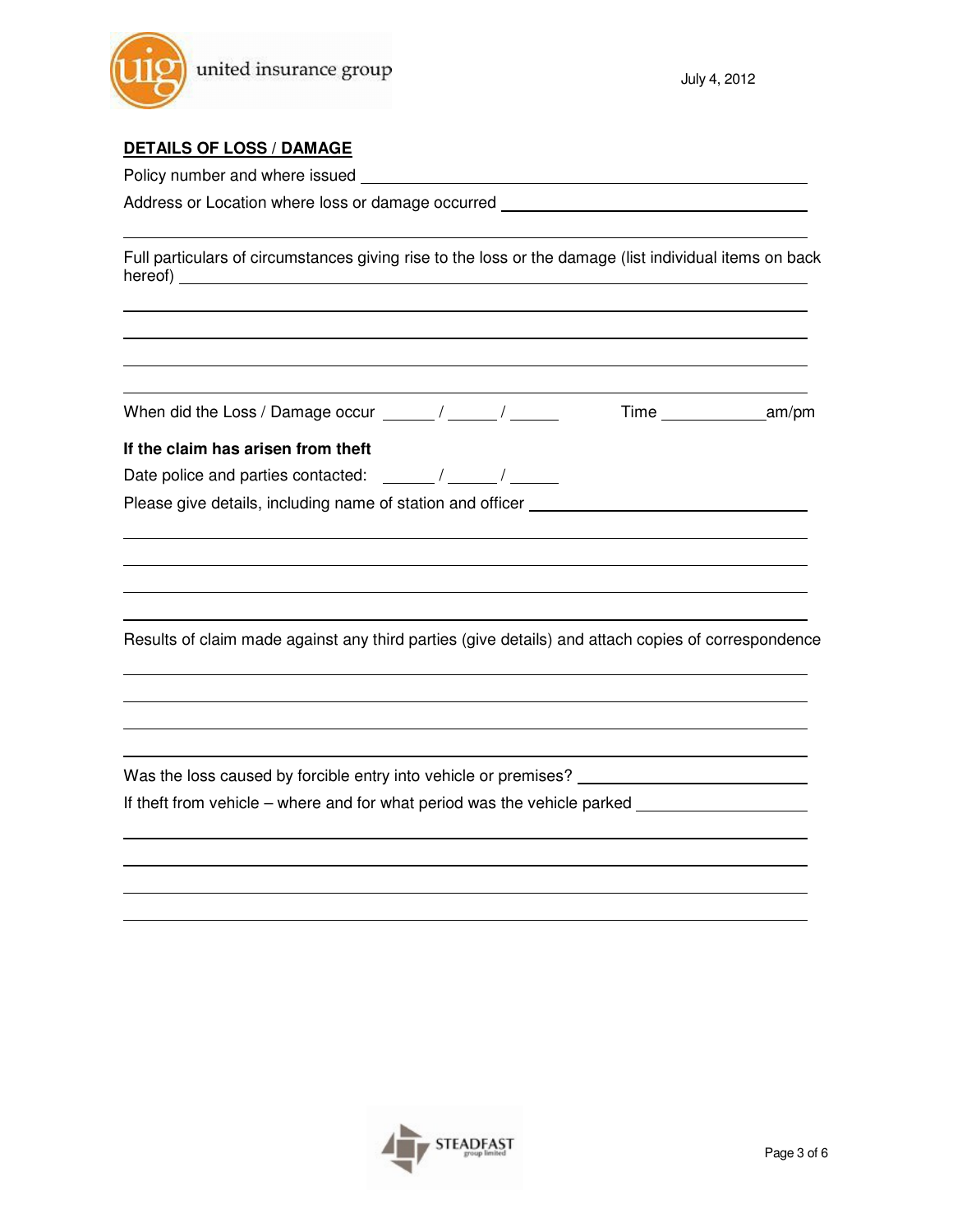## DETAILS OF LOSS / DAMAGE

Policy number and where issued \_\_\_\_\_\_\_\_\_\_\_\_\_\_\_\_\_\_\_\_\_\_\_\_\_\_\_\_\_\_\_\_\_\_\_\_\_\_\_\_

Address or Location where loss or damage occurred \_\_\_\_\_\_\_\_\_\_\_\_\_\_\_\_\_\_\_\_\_\_\_\_\_\_\_\_

\_\_\_\_\_\_\_\_\_\_\_\_\_\_\_\_\_\_\_\_\_\_\_\_\_\_\_\_\_\_\_\_\_\_\_\_\_\_\_\_\_\_\_\_\_\_\_\_\_\_\_\_\_\_\_\_\_\_\_\_\_\_\_\_\_\_\_\_\_\_

Full particulars of circumstances giving rise to the loss or the damage (list individual items on back hereof) \_\_\_\_\_\_\_\_\_\_\_\_\_\_\_\_\_\_\_\_\_\_\_\_\_\_\_\_\_\_\_\_\_\_\_\_\_\_\_\_\_\_\_\_\_\_\_\_\_\_\_\_\_\_\_\_\_\_\_\_

\_\_\_\_\_\_\_\_\_\_\_\_\_\_\_\_\_\_\_\_\_\_\_\_\_\_\_\_\_\_\_\_\_\_\_\_\_\_\_\_\_\_\_\_\_\_\_\_\_\_\_\_\_\_\_\_\_\_\_\_\_\_\_\_\_\_\_\_\_\_

\_\_\_\_\_\_\_\_\_\_\_\_\_\_\_\_\_\_\_\_\_\_\_\_\_\_\_\_\_\_\_\_\_\_\_\_\_\_\_\_\_\_\_\_\_\_\_\_\_\_\_\_\_\_\_\_\_\_\_\_\_\_\_\_\_\_\_\_\_\_

\_\_\_\_\_\_\_\_\_\_\_\_\_\_\_\_\_\_\_\_\_\_\_\_\_\_\_\_\_\_\_\_\_\_\_\_\_\_\_\_\_\_\_\_\_\_\_\_\_\_\_\_\_\_\_\_\_\_\_\_\_\_\_\_\_\_\_\_\_\_

\_\_\_\_\_\_\_\_\_\_\_\_\_\_\_\_\_\_\_\_\_\_\_\_\_\_\_\_\_\_\_\_\_\_\_\_\_\_\_\_\_\_\_\_\_\_\_\_\_\_\_\_\_\_\_\_\_\_\_\_\_\_\_\_\_\_\_\_\_\_

When did the Loss / Damage occur \_\_\_\_\_ / \_\_\_\_\_ / \_\_\_\_\_      Time \_\_\_\_\_\_\_\_\_\_ am/pm

**If the claim has arisen from theft**

Date police and parties contacted: \_\_\_\_\_ / \_\_\_\_\_ / \_\_\_\_\_

Please give details, including name of station and officer \_\_\_\_\_\_\_\_\_\_\_\_\_\_\_\_\_\_\_\_\_\_\_\_\_\_\_

\_\_\_\_\_\_\_\_\_\_\_\_\_\_\_\_\_\_\_\_\_\_\_\_\_\_\_\_\_\_\_\_\_\_\_\_\_\_\_\_\_\_\_\_\_\_\_\_\_\_\_\_\_\_\_\_\_\_\_\_\_\_\_\_\_\_\_\_\_\_

\_\_\_\_\_\_\_\_\_\_\_\_\_\_\_\_\_\_\_\_\_\_\_\_\_\_\_\_\_\_\_\_\_\_\_\_\_\_\_\_\_\_\_\_\_\_\_\_\_\_\_\_\_\_\_\_\_\_\_\_\_\_\_\_\_\_\_\_\_\_

\_\_\_\_\_\_\_\_\_\_\_\_\_\_\_\_\_\_\_\_\_\_\_\_\_\_\_\_\_\_\_\_\_\_\_\_\_\_\_\_\_\_\_\_\_\_\_\_\_\_\_\_\_\_\_\_\_\_\_\_\_\_\_\_\_\_\_\_\_\_

\_\_\_\_\_\_\_\_\_\_\_\_\_\_\_\_\_\_\_\_\_\_\_\_\_\_\_\_\_\_\_\_\_\_\_\_\_\_\_\_\_\_\_\_\_\_\_\_\_\_\_\_\_\_\_\_\_\_\_\_\_\_\_\_\_\_\_\_\_\_

Results of claim made against any third parties (give details) and attach copies of correspondence

\_\_\_\_\_\_\_\_\_\_\_\_\_\_\_\_\_\_\_\_\_\_\_\_\_\_\_\_\_\_\_\_\_\_\_\_\_\_\_\_\_\_\_\_\_\_\_\_\_\_\_\_\_\_\_\_\_\_\_\_\_\_\_\_\_\_\_\_\_\_

\_\_\_\_\_\_\_\_\_\_\_\_\_\_\_\_\_\_\_\_\_\_\_\_\_\_\_\_\_\_\_\_\_\_\_\_\_\_\_\_\_\_\_\_\_\_\_\_\_\_\_\_\_\_\_\_\_\_\_\_\_\_\_\_\_\_\_\_\_\_

\_\_\_\_\_\_\_\_\_\_\_\_\_\_\_\_\_\_\_\_\_\_\_\_\_\_\_\_\_\_\_\_\_\_\_\_\_\_\_\_\_\_\_\_\_\_\_\_\_\_\_\_\_\_\_\_\_\_\_\_\_\_\_\_\_\_\_\_\_\_

\_\_\_\_\_\_\_\_\_\_\_\_\_\_\_\_\_\_\_\_\_\_\_\_\_\_\_\_\_\_\_\_\_\_\_\_\_\_\_\_\_\_\_\_\_\_\_\_\_\_\_\_\_\_\_\_\_\_\_\_\_\_\_\_\_\_\_\_\_\_

Was the loss caused by forcible entry into vehicle or premises? \_\_\_\_\_\_\_\_\_\_\_\_\_\_\_\_\_\_\_\_\_\_

If theft from vehicle – where and for what period was the vehicle parked \_\_\_\_\_\_\_\_\_\_\_\_\_\_\_\_

\_\_\_\_\_\_\_\_\_\_\_\_\_\_\_\_\_\_\_\_\_\_\_\_\_\_\_\_\_\_\_\_\_\_\_\_\_\_\_\_\_\_\_\_\_\_\_\_\_\_\_\_\_\_\_\_\_\_\_\_\_\_\_\_\_\_\_\_\_\_

\_\_\_\_\_\_\_\_\_\_\_\_\_\_\_\_\_\_\_\_\_\_\_\_\_\_\_\_\_\_\_\_\_\_\_\_\_\_\_\_\_\_\_\_\_\_\_\_\_\_\_\_\_\_\_\_\_\_\_\_\_\_\_\_\_\_\_\_\_\_

\_\_\_\_\_\_\_\_\_\_\_\_\_\_\_\_\_\_\_\_\_\_\_\_\_\_\_\_\_\_\_\_\_\_\_\_\_\_\_\_\_\_\_\_\_\_\_\_\_\_\_\_\_\_\_\_\_\_\_\_\_\_\_\_\_\_\_\_\_\_

\_\_\_\_\_\_\_\_\_\_\_\_\_\_\_\_\_\_\_\_\_\_\_\_\_\_\_\_\_\_\_\_\_\_\_\_\_\_\_\_\_\_\_\_\_\_\_\_\_\_\_\_\_\_\_\_\_\_\_\_\_\_\_\_\_\_\_\_\_\_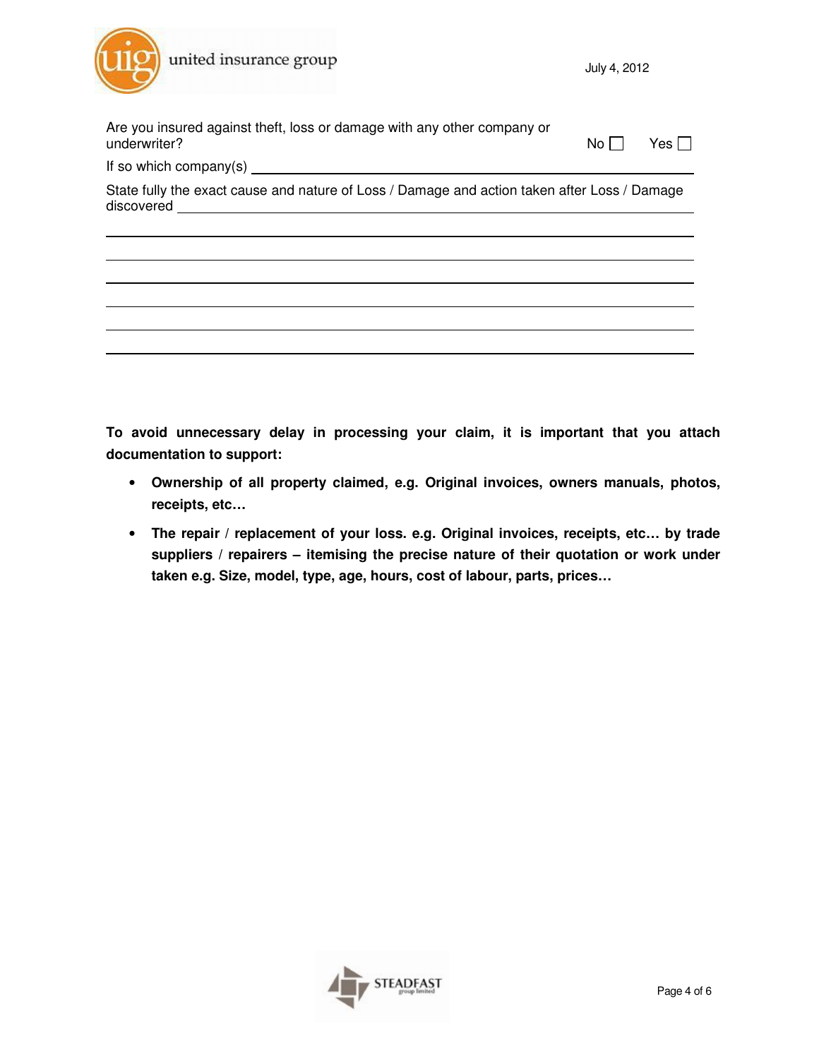Are you insured against theft, loss or damage with any other company or underwriter? No ☐ Yes ☐

If so which company(s) \_\_\_\_\_\_\_\_\_\_\_\_\_\_\_\_\_\_\_\_\_\_\_\_\_\_\_\_\_\_\_\_\_\_\_\_\_\_\_\_

State fully the exact cause and nature of Loss / Damage and action taken after Loss / Damage discovered \_\_\_\_\_\_\_\_\_\_\_\_\_\_\_\_\_\_\_\_\_\_\_\_\_\_\_\_\_\_\_\_\_\_\_\_\_\_\_\_

\_\_\_\_\_\_\_\_\_\_\_\_\_\_\_\_\_\_\_\_\_\_\_\_\_\_\_\_\_\_\_\_\_\_\_\_\_\_\_\_\_\_\_\_\_\_\_\_\_\_\_\_\_\_\_\_

\_\_\_\_\_\_\_\_\_\_\_\_\_\_\_\_\_\_\_\_\_\_\_\_\_\_\_\_\_\_\_\_\_\_\_\_\_\_\_\_\_\_\_\_\_\_\_\_\_\_\_\_\_\_\_\_

\_\_\_\_\_\_\_\_\_\_\_\_\_\_\_\_\_\_\_\_\_\_\_\_\_\_\_\_\_\_\_\_\_\_\_\_\_\_\_\_\_\_\_\_\_\_\_\_\_\_\_\_\_\_\_\_

\_\_\_\_\_\_\_\_\_\_\_\_\_\_\_\_\_\_\_\_\_\_\_\_\_\_\_\_\_\_\_\_\_\_\_\_\_\_\_\_\_\_\_\_\_\_\_\_\_\_\_\_\_\_\_\_

\_\_\_\_\_\_\_\_\_\_\_\_\_\_\_\_\_\_\_\_\_\_\_\_\_\_\_\_\_\_\_\_\_\_\_\_\_\_\_\_\_\_\_\_\_\_\_\_\_\_\_\_\_\_\_\_

\_\_\_\_\_\_\_\_\_\_\_\_\_\_\_\_\_\_\_\_\_\_\_\_\_\_\_\_\_\_\_\_\_\_\_\_\_\_\_\_\_\_\_\_\_\_\_\_\_\_\_\_\_\_\_\_

**To avoid unnecessary delay in processing your claim, it is important that you attach documentation to support:**

- **Ownership of all property claimed, e.g. Original invoices, owners manuals, photos, receipts, etc…**
- **The repair / replacement of your loss. e.g. Original invoices, receipts, etc… by trade suppliers / repairers – itemising the precise nature of their quotation or work under taken e.g. Size, model, type, age, hours, cost of labour, parts, prices…**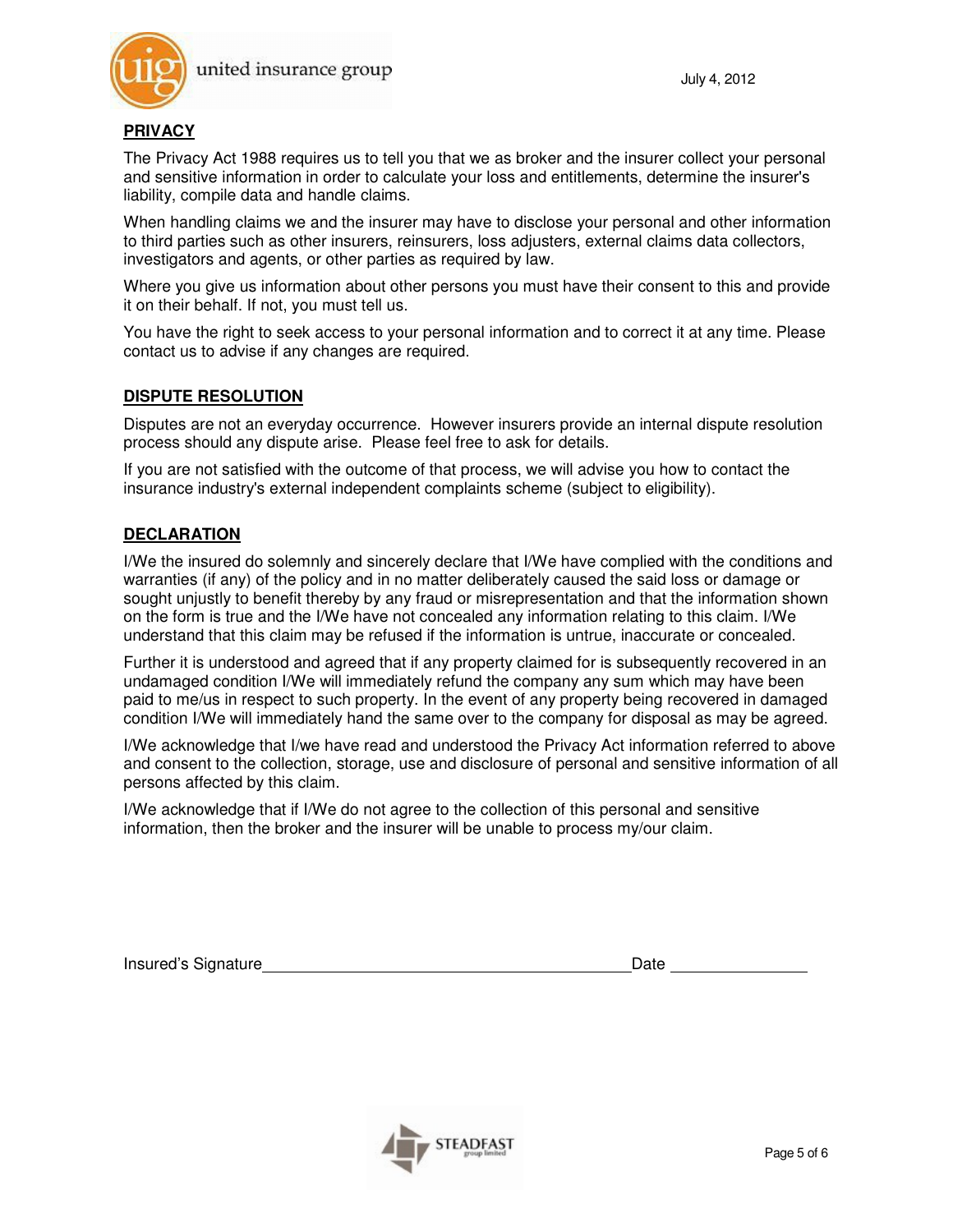## PRIVACY

The Privacy Act 1988 requires us to tell you that we as broker and the insurer collect your personal and sensitive information in order to calculate your loss and entitlements, determine the insurer's liability, compile data and handle claims.

When handling claims we and the insurer may have to disclose your personal and other information to third parties such as other insurers, reinsurers, loss adjusters, external claims data collectors, investigators and agents, or other parties as required by law.

Where you give us information about other persons you must have their consent to this and provide it on their behalf. If not, you must tell us.

You have the right to seek access to your personal information and to correct it at any time. Please contact us to advise if any changes are required.

## DISPUTE RESOLUTION

Disputes are not an everyday occurrence. However insurers provide an internal dispute resolution process should any dispute arise. Please feel free to ask for details.

If you are not satisfied with the outcome of that process, we will advise you how to contact the insurance industry's external independent complaints scheme (subject to eligibility).

## DECLARATION

I/We the insured do solemnly and sincerely declare that I/We have complied with the conditions and warranties (if any) of the policy and in no matter deliberately caused the said loss or damage or sought unjustly to benefit thereby by any fraud or misrepresentation and that the information shown on the form is true and the I/We have not concealed any information relating to this claim. I/We understand that this claim may be refused if the information is untrue, inaccurate or concealed.

Further it is understood and agreed that if any property claimed for is subsequently recovered in an undamaged condition I/We will immediately refund the company any sum which may have been paid to me/us in respect to such property. In the event of any property being recovered in damaged condition I/We will immediately hand the same over to the company for disposal as may be agreed.

I/We acknowledge that I/we have read and understood the Privacy Act information referred to above and consent to the collection, storage, use and disclosure of personal and sensitive information of all persons affected by this claim.

I/We acknowledge that if I/We do not agree to the collection of this personal and sensitive information, then the broker and the insurer will be unable to process my/our claim.

Insured's Signature ____________________________________________ Date ________________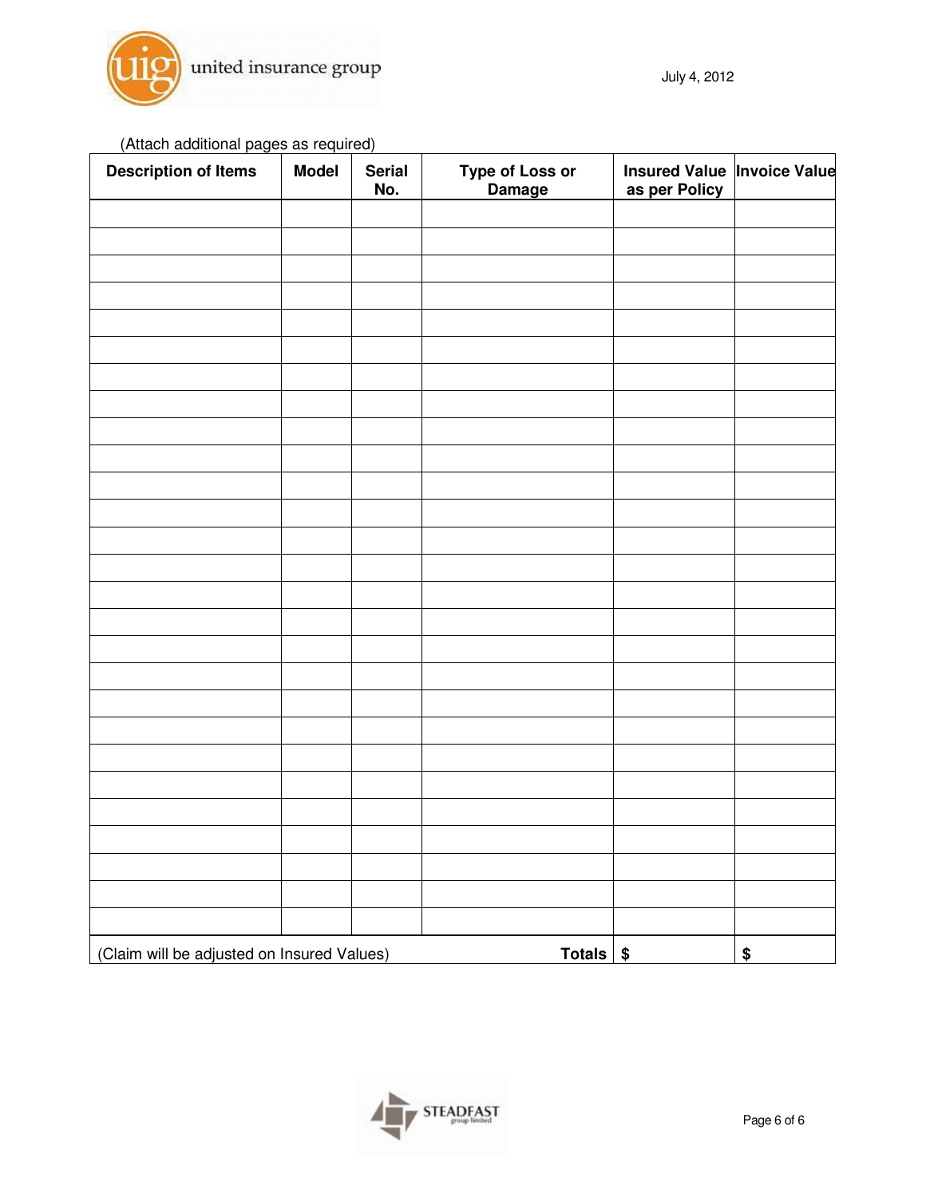(Attach additional pages as required)

| Description of Items | Model | Serial No. | Type of Loss or Damage | Insured Value as per Policy | Invoice Value |
|---|---|---|---|---|---|
| | | | | | |
| | | | | | |
| | | | | | |
| | | | | | |
| | | | | | |
| | | | | | |
| | | | | | |
| | | | | | |
| | | | | | |
| | | | | | |
| | | | | | |
| | | | | | |
| | | | | | |
| | | | | | |
| | | | | | |
| | | | | | |
| | | | | | |
| | | | | | |
| | | | | | |
| | | | | | |
| | | | | | |
| | | | | | |
| | | | | | |
| | | | | | |
| | | | | | |
| | | | | | |
| | | | | | |
| (Claim will be adjusted on Insured Values) | | | **Totals** | $ | $ |